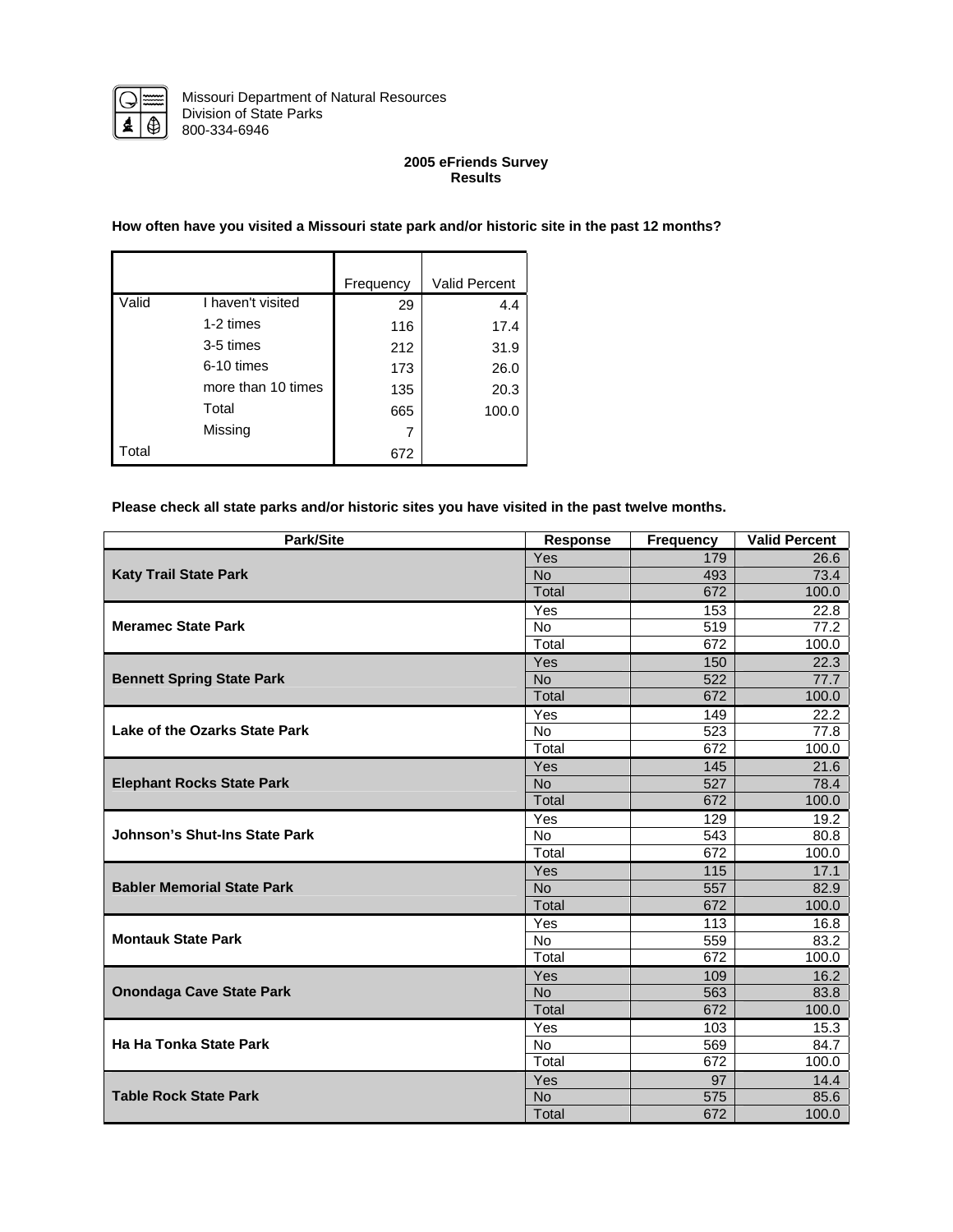Missouri Department of Natural Resources
Division of State Parks
800-334-6946

**2005 eFriends Survey**
**Results**

**How often have you visited a Missouri state park and/or historic site in the past 12 months?**

| | | Frequency | Valid Percent |
|---|---|---|---|
| Valid | I haven't visited | 29 | 4.4 |
| | 1-2 times | 116 | 17.4 |
| | 3-5 times | 212 | 31.9 |
| | 6-10 times | 173 | 26.0 |
| | more than 10 times | 135 | 20.3 |
| | Total | 665 | 100.0 |
| | Missing | 7 | |
| Total | | 672 | |

**Please check all state parks and/or historic sites you have visited in the past twelve months.**

| Park/Site | Response | Frequency | Valid Percent |
|---|---|---|---|
| **Katy Trail State Park** | Yes | 179 | 26.6 |
| | No | 493 | 73.4 |
| | Total | 672 | 100.0 |
| **Meramec State Park** | Yes | 153 | 22.8 |
| | No | 519 | 77.2 |
| | Total | 672 | 100.0 |
| **Bennett Spring State Park** | Yes | 150 | 22.3 |
| | No | 522 | 77.7 |
| | Total | 672 | 100.0 |
| **Lake of the Ozarks State Park** | Yes | 149 | 22.2 |
| | No | 523 | 77.8 |
| | Total | 672 | 100.0 |
| **Elephant Rocks State Park** | Yes | 145 | 21.6 |
| | No | 527 | 78.4 |
| | Total | 672 | 100.0 |
| **Johnson's Shut-Ins State Park** | Yes | 129 | 19.2 |
| | No | 543 | 80.8 |
| | Total | 672 | 100.0 |
| **Babler Memorial State Park** | Yes | 115 | 17.1 |
| | No | 557 | 82.9 |
| | Total | 672 | 100.0 |
| **Montauk State Park** | Yes | 113 | 16.8 |
| | No | 559 | 83.2 |
| | Total | 672 | 100.0 |
| **Onondaga Cave State Park** | Yes | 109 | 16.2 |
| | No | 563 | 83.8 |
| | Total | 672 | 100.0 |
| **Ha Ha Tonka State Park** | Yes | 103 | 15.3 |
| | No | 569 | 84.7 |
| | Total | 672 | 100.0 |
| **Table Rock State Park** | Yes | 97 | 14.4 |
| | No | 575 | 85.6 |
| | Total | 672 | 100.0 |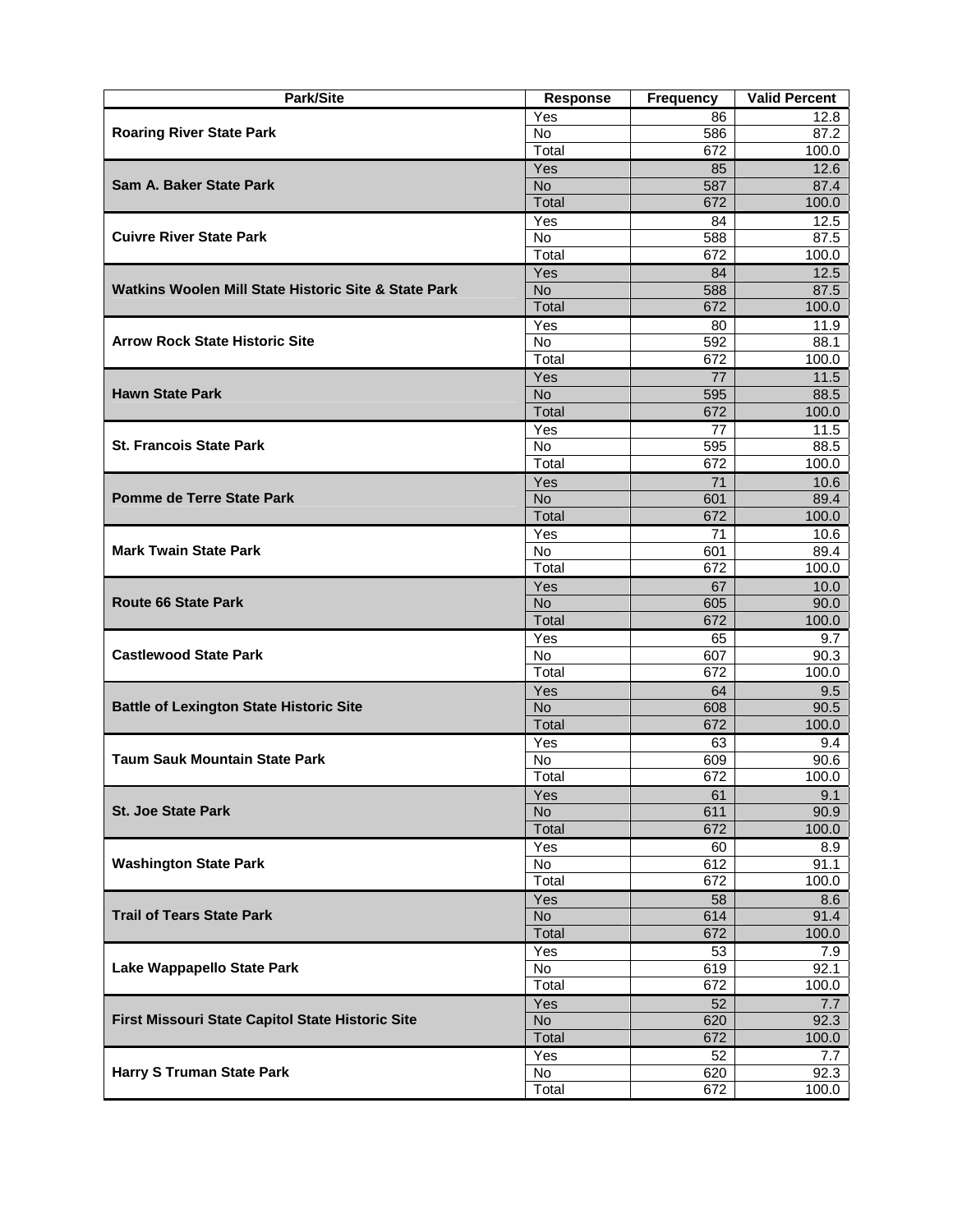| Park/Site | Response | Frequency | Valid Percent |
|---|---|---|---|
| **Roaring River State Park** | Yes | 86 | 12.8 |
| | No | 586 | 87.2 |
| | Total | 672 | 100.0 |
| **Sam A. Baker State Park** | Yes | 85 | 12.6 |
| | No | 587 | 87.4 |
| | Total | 672 | 100.0 |
| **Cuivre River State Park** | Yes | 84 | 12.5 |
| | No | 588 | 87.5 |
| | Total | 672 | 100.0 |
| **Watkins Woolen Mill State Historic Site & State Park** | Yes | 84 | 12.5 |
| | No | 588 | 87.5 |
| | Total | 672 | 100.0 |
| **Arrow Rock State Historic Site** | Yes | 80 | 11.9 |
| | No | 592 | 88.1 |
| | Total | 672 | 100.0 |
| **Hawn State Park** | Yes | 77 | 11.5 |
| | No | 595 | 88.5 |
| | Total | 672 | 100.0 |
| **St. Francois State Park** | Yes | 77 | 11.5 |
| | No | 595 | 88.5 |
| | Total | 672 | 100.0 |
| **Pomme de Terre State Park** | Yes | 71 | 10.6 |
| | No | 601 | 89.4 |
| | Total | 672 | 100.0 |
| **Mark Twain State Park** | Yes | 71 | 10.6 |
| | No | 601 | 89.4 |
| | Total | 672 | 100.0 |
| **Route 66 State Park** | Yes | 67 | 10.0 |
| | No | 605 | 90.0 |
| | Total | 672 | 100.0 |
| **Castlewood State Park** | Yes | 65 | 9.7 |
| | No | 607 | 90.3 |
| | Total | 672 | 100.0 |
| **Battle of Lexington State Historic Site** | Yes | 64 | 9.5 |
| | No | 608 | 90.5 |
| | Total | 672 | 100.0 |
| **Taum Sauk Mountain State Park** | Yes | 63 | 9.4 |
| | No | 609 | 90.6 |
| | Total | 672 | 100.0 |
| **St. Joe State Park** | Yes | 61 | 9.1 |
| | No | 611 | 90.9 |
| | Total | 672 | 100.0 |
| **Washington State Park** | Yes | 60 | 8.9 |
| | No | 612 | 91.1 |
| | Total | 672 | 100.0 |
| **Trail of Tears State Park** | Yes | 58 | 8.6 |
| | No | 614 | 91.4 |
| | Total | 672 | 100.0 |
| **Lake Wappapello State Park** | Yes | 53 | 7.9 |
| | No | 619 | 92.1 |
| | Total | 672 | 100.0 |
| **First Missouri State Capitol State Historic Site** | Yes | 52 | 7.7 |
| | No | 620 | 92.3 |
| | Total | 672 | 100.0 |
| **Harry S Truman State Park** | Yes | 52 | 7.7 |
| | No | 620 | 92.3 |
| | Total | 672 | 100.0 |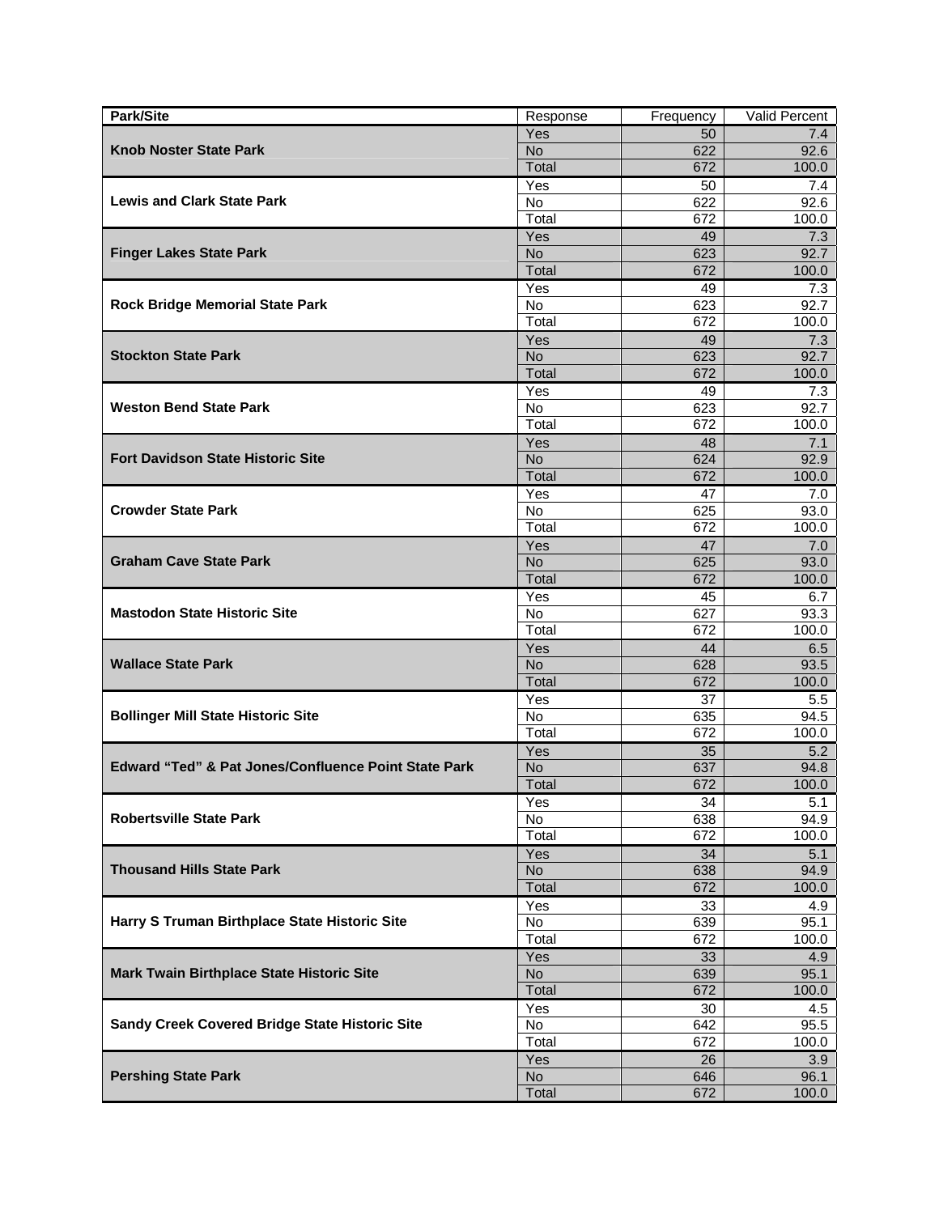| Park/Site | Response | Frequency | Valid Percent |
|---|---|---|---|
| **Knob Noster State Park** | Yes | 50 | 7.4 |
| | No | 622 | 92.6 |
| | Total | 672 | 100.0 |
| **Lewis and Clark State Park** | Yes | 50 | 7.4 |
| | No | 622 | 92.6 |
| | Total | 672 | 100.0 |
| **Finger Lakes State Park** | Yes | 49 | 7.3 |
| | No | 623 | 92.7 |
| | Total | 672 | 100.0 |
| **Rock Bridge Memorial State Park** | Yes | 49 | 7.3 |
| | No | 623 | 92.7 |
| | Total | 672 | 100.0 |
| **Stockton State Park** | Yes | 49 | 7.3 |
| | No | 623 | 92.7 |
| | Total | 672 | 100.0 |
| **Weston Bend State Park** | Yes | 49 | 7.3 |
| | No | 623 | 92.7 |
| | Total | 672 | 100.0 |
| **Fort Davidson State Historic Site** | Yes | 48 | 7.1 |
| | No | 624 | 92.9 |
| | Total | 672 | 100.0 |
| **Crowder State Park** | Yes | 47 | 7.0 |
| | No | 625 | 93.0 |
| | Total | 672 | 100.0 |
| **Graham Cave State Park** | Yes | 47 | 7.0 |
| | No | 625 | 93.0 |
| | Total | 672 | 100.0 |
| **Mastodon State Historic Site** | Yes | 45 | 6.7 |
| | No | 627 | 93.3 |
| | Total | 672 | 100.0 |
| **Wallace State Park** | Yes | 44 | 6.5 |
| | No | 628 | 93.5 |
| | Total | 672 | 100.0 |
| **Bollinger Mill State Historic Site** | Yes | 37 | 5.5 |
| | No | 635 | 94.5 |
| | Total | 672 | 100.0 |
| **Edward "Ted" & Pat Jones/Confluence Point State Park** | Yes | 35 | 5.2 |
| | No | 637 | 94.8 |
| | Total | 672 | 100.0 |
| **Robertsville State Park** | Yes | 34 | 5.1 |
| | No | 638 | 94.9 |
| | Total | 672 | 100.0 |
| **Thousand Hills State Park** | Yes | 34 | 5.1 |
| | No | 638 | 94.9 |
| | Total | 672 | 100.0 |
| **Harry S Truman Birthplace State Historic Site** | Yes | 33 | 4.9 |
| | No | 639 | 95.1 |
| | Total | 672 | 100.0 |
| **Mark Twain Birthplace State Historic Site** | Yes | 33 | 4.9 |
| | No | 639 | 95.1 |
| | Total | 672 | 100.0 |
| **Sandy Creek Covered Bridge State Historic Site** | Yes | 30 | 4.5 |
| | No | 642 | 95.5 |
| | Total | 672 | 100.0 |
| **Pershing State Park** | Yes | 26 | 3.9 |
| | No | 646 | 96.1 |
| | Total | 672 | 100.0 |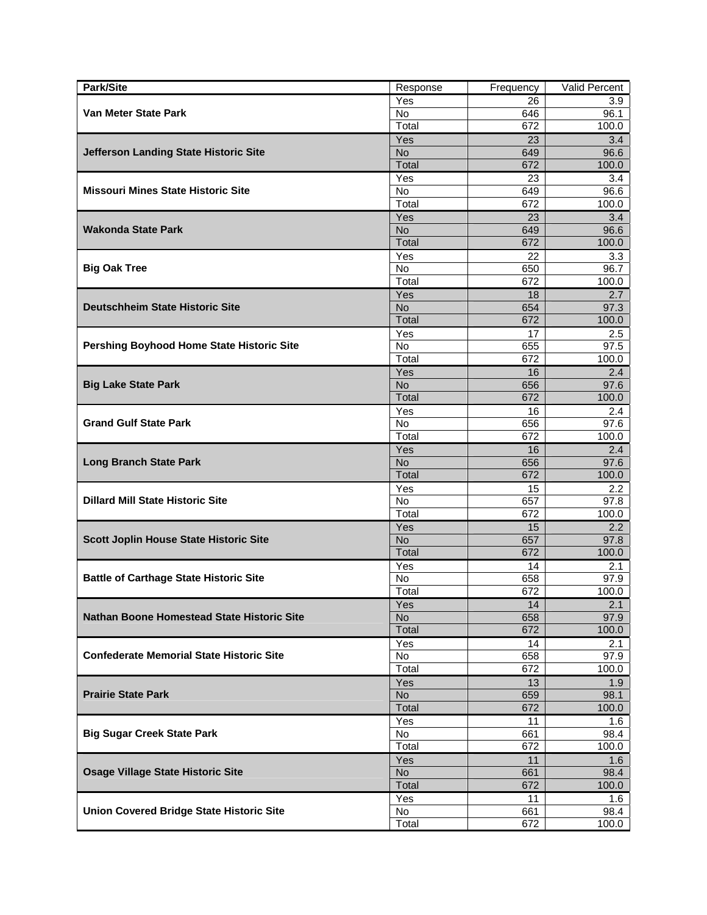| Park/Site | Response | Frequency | Valid Percent |
|---|---|---|---|
| **Van Meter State Park** | Yes | 26 | 3.9 |
| | No | 646 | 96.1 |
| | Total | 672 | 100.0 |
| **Jefferson Landing State Historic Site** | Yes | 23 | 3.4 |
| | No | 649 | 96.6 |
| | Total | 672 | 100.0 |
| **Missouri Mines State Historic Site** | Yes | 23 | 3.4 |
| | No | 649 | 96.6 |
| | Total | 672 | 100.0 |
| **Wakonda State Park** | Yes | 23 | 3.4 |
| | No | 649 | 96.6 |
| | Total | 672 | 100.0 |
| **Big Oak Tree** | Yes | 22 | 3.3 |
| | No | 650 | 96.7 |
| | Total | 672 | 100.0 |
| **Deutschheim State Historic Site** | Yes | 18 | 2.7 |
| | No | 654 | 97.3 |
| | Total | 672 | 100.0 |
| **Pershing Boyhood Home State Historic Site** | Yes | 17 | 2.5 |
| | No | 655 | 97.5 |
| | Total | 672 | 100.0 |
| **Big Lake State Park** | Yes | 16 | 2.4 |
| | No | 656 | 97.6 |
| | Total | 672 | 100.0 |
| **Grand Gulf State Park** | Yes | 16 | 2.4 |
| | No | 656 | 97.6 |
| | Total | 672 | 100.0 |
| **Long Branch State Park** | Yes | 16 | 2.4 |
| | No | 656 | 97.6 |
| | Total | 672 | 100.0 |
| **Dillard Mill State Historic Site** | Yes | 15 | 2.2 |
| | No | 657 | 97.8 |
| | Total | 672 | 100.0 |
| **Scott Joplin House State Historic Site** | Yes | 15 | 2.2 |
| | No | 657 | 97.8 |
| | Total | 672 | 100.0 |
| **Battle of Carthage State Historic Site** | Yes | 14 | 2.1 |
| | No | 658 | 97.9 |
| | Total | 672 | 100.0 |
| **Nathan Boone Homestead State Historic Site** | Yes | 14 | 2.1 |
| | No | 658 | 97.9 |
| | Total | 672 | 100.0 |
| **Confederate Memorial State Historic Site** | Yes | 14 | 2.1 |
| | No | 658 | 97.9 |
| | Total | 672 | 100.0 |
| **Prairie State Park** | Yes | 13 | 1.9 |
| | No | 659 | 98.1 |
| | Total | 672 | 100.0 |
| **Big Sugar Creek State Park** | Yes | 11 | 1.6 |
| | No | 661 | 98.4 |
| | Total | 672 | 100.0 |
| **Osage Village State Historic Site** | Yes | 11 | 1.6 |
| | No | 661 | 98.4 |
| | Total | 672 | 100.0 |
| **Union Covered Bridge State Historic Site** | Yes | 11 | 1.6 |
| | No | 661 | 98.4 |
| | Total | 672 | 100.0 |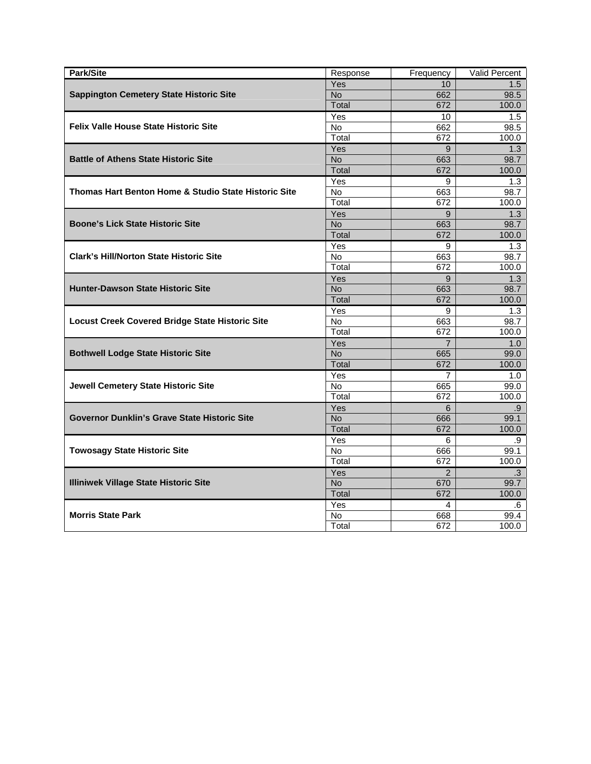| Park/Site | Response | Frequency | Valid Percent |
|---|---|---|---|
| **Sappington Cemetery State Historic Site** | Yes | 10 | 1.5 |
| | No | 662 | 98.5 |
| | Total | 672 | 100.0 |
| **Felix Valle House State Historic Site** | Yes | 10 | 1.5 |
| | No | 662 | 98.5 |
| | Total | 672 | 100.0 |
| **Battle of Athens State Historic Site** | Yes | 9 | 1.3 |
| | No | 663 | 98.7 |
| | Total | 672 | 100.0 |
| **Thomas Hart Benton Home & Studio State Historic Site** | Yes | 9 | 1.3 |
| | No | 663 | 98.7 |
| | Total | 672 | 100.0 |
| **Boone's Lick State Historic Site** | Yes | 9 | 1.3 |
| | No | 663 | 98.7 |
| | Total | 672 | 100.0 |
| **Clark's Hill/Norton State Historic Site** | Yes | 9 | 1.3 |
| | No | 663 | 98.7 |
| | Total | 672 | 100.0 |
| **Hunter-Dawson State Historic Site** | Yes | 9 | 1.3 |
| | No | 663 | 98.7 |
| | Total | 672 | 100.0 |
| **Locust Creek Covered Bridge State Historic Site** | Yes | 9 | 1.3 |
| | No | 663 | 98.7 |
| | Total | 672 | 100.0 |
| **Bothwell Lodge State Historic Site** | Yes | 7 | 1.0 |
| | No | 665 | 99.0 |
| | Total | 672 | 100.0 |
| **Jewell Cemetery State Historic Site** | Yes | 7 | 1.0 |
| | No | 665 | 99.0 |
| | Total | 672 | 100.0 |
| **Governor Dunklin's Grave State Historic Site** | Yes | 6 | .9 |
| | No | 666 | 99.1 |
| | Total | 672 | 100.0 |
| **Towosagy State Historic Site** | Yes | 6 | .9 |
| | No | 666 | 99.1 |
| | Total | 672 | 100.0 |
| **Illiniwek Village State Historic Site** | Yes | 2 | .3 |
| | No | 670 | 99.7 |
| | Total | 672 | 100.0 |
| **Morris State Park** | Yes | 4 | .6 |
| | No | 668 | 99.4 |
| | Total | 672 | 100.0 |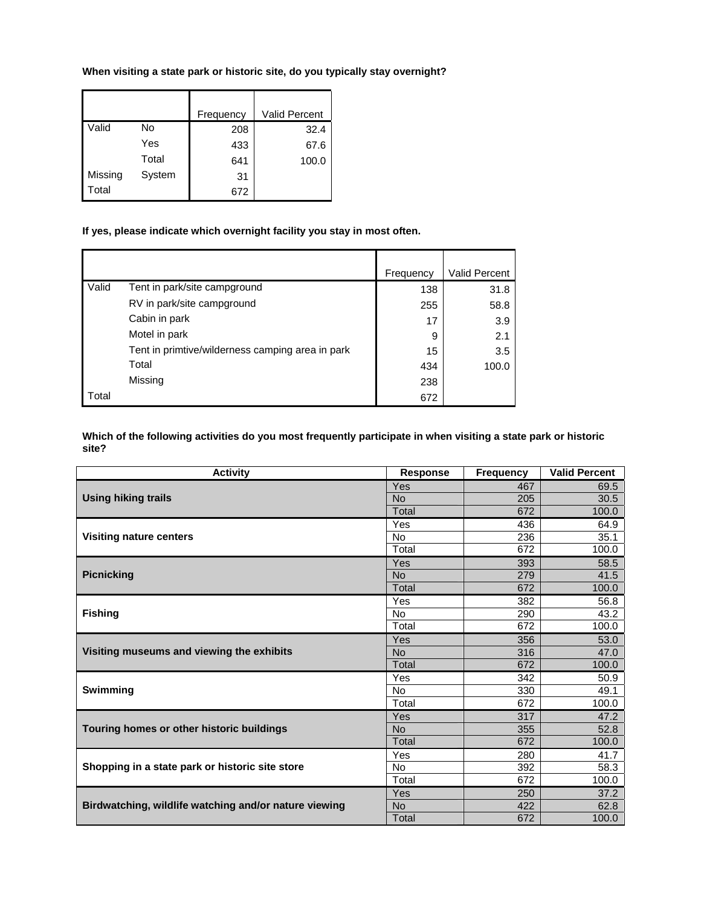**When visiting a state park or historic site, do you typically stay overnight?**

| | | Frequency | Valid Percent |
|---|---|---|---|
| Valid | No | 208 | 32.4 |
| | Yes | 433 | 67.6 |
| | Total | 641 | 100.0 |
| Missing | System | 31 | |
| Total | | 672 | |

**If yes, please indicate which overnight facility you stay in most often.**

| | | Frequency | Valid Percent |
|---|---|---|---|
| Valid | Tent in park/site campground | 138 | 31.8 |
| | RV in park/site campground | 255 | 58.8 |
| | Cabin in park | 17 | 3.9 |
| | Motel in park | 9 | 2.1 |
| | Tent in primtive/wilderness camping area in park | 15 | 3.5 |
| | Total | 434 | 100.0 |
| | Missing | 238 | |
| Total | | 672 | |

**Which of the following activities do you most frequently participate in when visiting a state park or historic site?**

| Activity | Response | Frequency | Valid Percent |
|---|---|---|---|
| **Using hiking trails** | Yes | 467 | 69.5 |
| | No | 205 | 30.5 |
| | Total | 672 | 100.0 |
| **Visiting nature centers** | Yes | 436 | 64.9 |
| | No | 236 | 35.1 |
| | Total | 672 | 100.0 |
| **Picnicking** | Yes | 393 | 58.5 |
| | No | 279 | 41.5 |
| | Total | 672 | 100.0 |
| **Fishing** | Yes | 382 | 56.8 |
| | No | 290 | 43.2 |
| | Total | 672 | 100.0 |
| **Visiting museums and viewing the exhibits** | Yes | 356 | 53.0 |
| | No | 316 | 47.0 |
| | Total | 672 | 100.0 |
| **Swimming** | Yes | 342 | 50.9 |
| | No | 330 | 49.1 |
| | Total | 672 | 100.0 |
| **Touring homes or other historic buildings** | Yes | 317 | 47.2 |
| | No | 355 | 52.8 |
| | Total | 672 | 100.0 |
| **Shopping in a state park or historic site store** | Yes | 280 | 41.7 |
| | No | 392 | 58.3 |
| | Total | 672 | 100.0 |
| **Birdwatching, wildlife watching and/or nature viewing** | Yes | 250 | 37.2 |
| | No | 422 | 62.8 |
| | Total | 672 | 100.0 |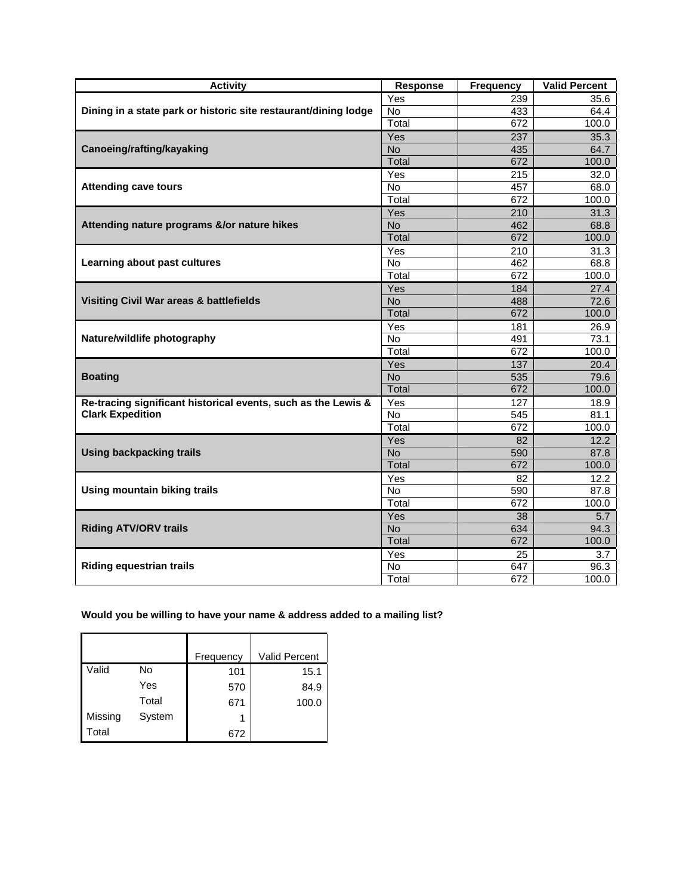| Activity | Response | Frequency | Valid Percent |
|---|---|---|---|
| Dining in a state park or historic site restaurant/dining lodge | Yes | 239 | 35.6 |
| | No | 433 | 64.4 |
| | Total | 672 | 100.0 |
| Canoeing/rafting/kayaking | Yes | 237 | 35.3 |
| | No | 435 | 64.7 |
| | Total | 672 | 100.0 |
| Attending cave tours | Yes | 215 | 32.0 |
| | No | 457 | 68.0 |
| | Total | 672 | 100.0 |
| Attending nature programs &/or nature hikes | Yes | 210 | 31.3 |
| | No | 462 | 68.8 |
| | Total | 672 | 100.0 |
| Learning about past cultures | Yes | 210 | 31.3 |
| | No | 462 | 68.8 |
| | Total | 672 | 100.0 |
| Visiting Civil War areas & battlefields | Yes | 184 | 27.4 |
| | No | 488 | 72.6 |
| | Total | 672 | 100.0 |
| Nature/wildlife photography | Yes | 181 | 26.9 |
| | No | 491 | 73.1 |
| | Total | 672 | 100.0 |
| Boating | Yes | 137 | 20.4 |
| | No | 535 | 79.6 |
| | Total | 672 | 100.0 |
| Re-tracing significant historical events, such as the Lewis & Clark Expedition | Yes | 127 | 18.9 |
| | No | 545 | 81.1 |
| | Total | 672 | 100.0 |
| Using backpacking trails | Yes | 82 | 12.2 |
| | No | 590 | 87.8 |
| | Total | 672 | 100.0 |
| Using mountain biking trails | Yes | 82 | 12.2 |
| | No | 590 | 87.8 |
| | Total | 672 | 100.0 |
| Riding ATV/ORV trails | Yes | 38 | 5.7 |
| | No | 634 | 94.3 |
| | Total | 672 | 100.0 |
| Riding equestrian trails | Yes | 25 | 3.7 |
| | No | 647 | 96.3 |
| | Total | 672 | 100.0 |

**Would you be willing to have your name & address added to a mailing list?**

| | | Frequency | Valid Percent |
|---|---|---|---|
| Valid | No | 101 | 15.1 |
| | Yes | 570 | 84.9 |
| | Total | 671 | 100.0 |
| Missing | System | 1 | |
| Total | | 672 | |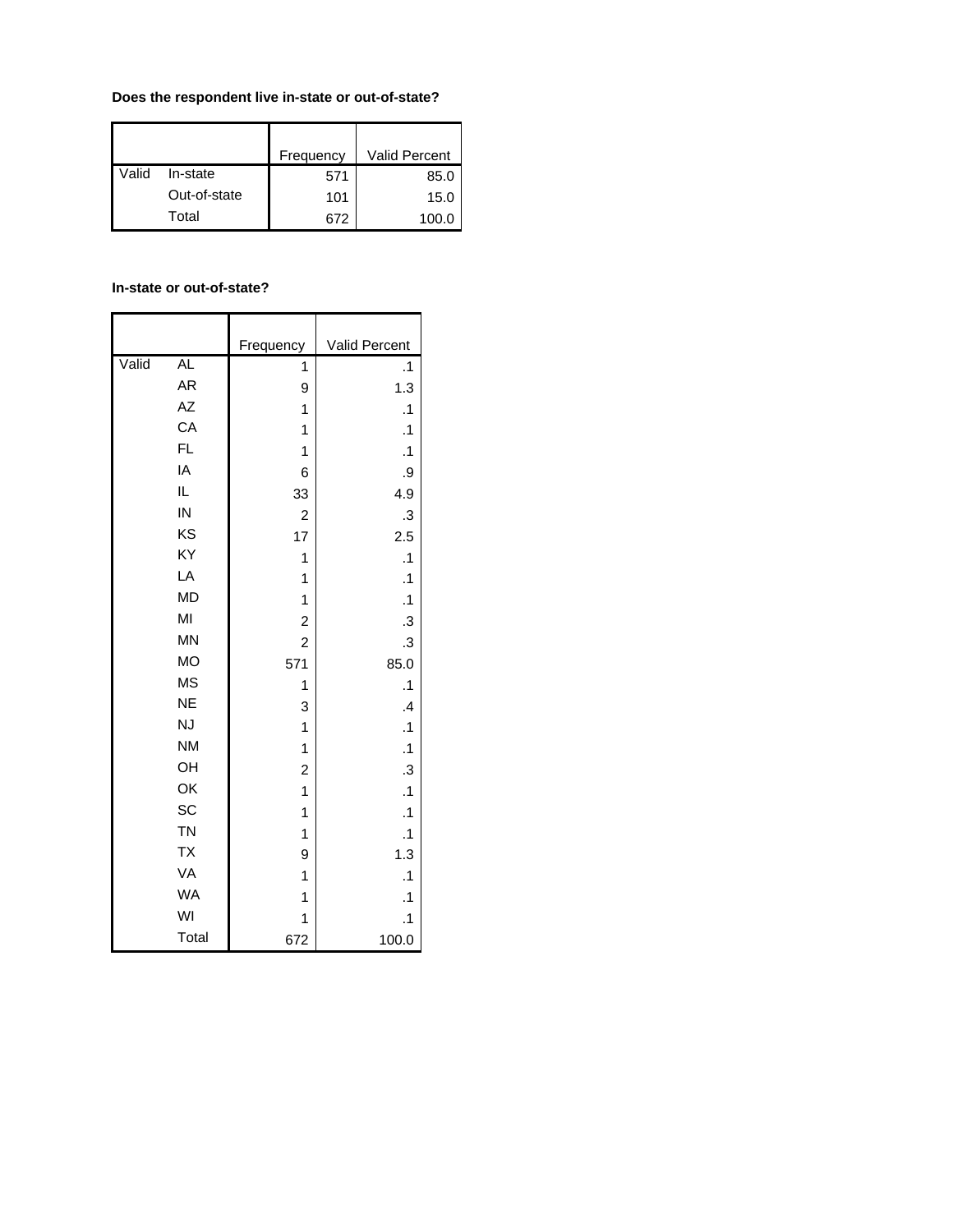**Does the respondent live in-state or out-of-state?**

| | | Frequency | Valid Percent |
|---|---|---|---|
| Valid | In-state | 571 | 85.0 |
| | Out-of-state | 101 | 15.0 |
| | Total | 672 | 100.0 |

**In-state or out-of-state?**

| | | Frequency | Valid Percent |
|---|---|---|---|
| Valid | AL | 1 | .1 |
| | AR | 9 | 1.3 |
| | AZ | 1 | .1 |
| | CA | 1 | .1 |
| | FL | 1 | .1 |
| | IA | 6 | .9 |
| | IL | 33 | 4.9 |
| | IN | 2 | .3 |
| | KS | 17 | 2.5 |
| | KY | 1 | .1 |
| | LA | 1 | .1 |
| | MD | 1 | .1 |
| | MI | 2 | .3 |
| | MN | 2 | .3 |
| | MO | 571 | 85.0 |
| | MS | 1 | .1 |
| | NE | 3 | .4 |
| | NJ | 1 | .1 |
| | NM | 1 | .1 |
| | OH | 2 | .3 |
| | OK | 1 | .1 |
| | SC | 1 | .1 |
| | TN | 1 | .1 |
| | TX | 9 | 1.3 |
| | VA | 1 | .1 |
| | WA | 1 | .1 |
| | WI | 1 | .1 |
| | Total | 672 | 100.0 |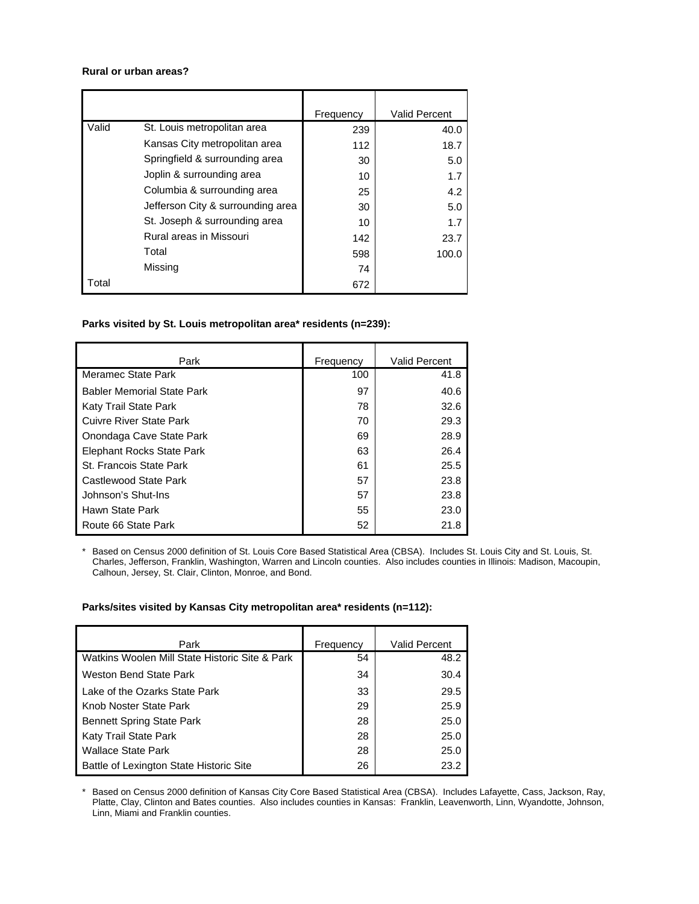**Rural or urban areas?**

| | | Frequency | Valid Percent |
|---|---|---|---|
| Valid | St. Louis metropolitan area | 239 | 40.0 |
| | Kansas City metropolitan area | 112 | 18.7 |
| | Springfield & surrounding area | 30 | 5.0 |
| | Joplin & surrounding area | 10 | 1.7 |
| | Columbia & surrounding area | 25 | 4.2 |
| | Jefferson City & surrounding area | 30 | 5.0 |
| | St. Joseph & surrounding area | 10 | 1.7 |
| | Rural areas in Missouri | 142 | 23.7 |
| | Total | 598 | 100.0 |
| | Missing | 74 | |
| Total | | 672 | |

**Parks visited by St. Louis metropolitan area* residents (n=239):**

| Park | Frequency | Valid Percent |
|---|---|---|
| Meramec State Park | 100 | 41.8 |
| Babler Memorial State Park | 97 | 40.6 |
| Katy Trail State Park | 78 | 32.6 |
| Cuivre River State Park | 70 | 29.3 |
| Onondaga Cave State Park | 69 | 28.9 |
| Elephant Rocks State Park | 63 | 26.4 |
| St. Francois State Park | 61 | 25.5 |
| Castlewood State Park | 57 | 23.8 |
| Johnson's Shut-Ins | 57 | 23.8 |
| Hawn State Park | 55 | 23.0 |
| Route 66 State Park | 52 | 21.8 |

\* Based on Census 2000 definition of St. Louis Core Based Statistical Area (CBSA). Includes St. Louis City and St. Louis, St. Charles, Jefferson, Franklin, Washington, Warren and Lincoln counties. Also includes counties in Illinois: Madison, Macoupin, Calhoun, Jersey, St. Clair, Clinton, Monroe, and Bond.

**Parks/sites visited by Kansas City metropolitan area* residents (n=112):**

| Park | Frequency | Valid Percent |
|---|---|---|
| Watkins Woolen Mill State Historic Site & Park | 54 | 48.2 |
| Weston Bend State Park | 34 | 30.4 |
| Lake of the Ozarks State Park | 33 | 29.5 |
| Knob Noster State Park | 29 | 25.9 |
| Bennett Spring State Park | 28 | 25.0 |
| Katy Trail State Park | 28 | 25.0 |
| Wallace State Park | 28 | 25.0 |
| Battle of Lexington State Historic Site | 26 | 23.2 |

\* Based on Census 2000 definition of Kansas City Core Based Statistical Area (CBSA). Includes Lafayette, Cass, Jackson, Ray, Platte, Clay, Clinton and Bates counties. Also includes counties in Kansas: Franklin, Leavenworth, Linn, Wyandotte, Johnson, Linn, Miami and Franklin counties.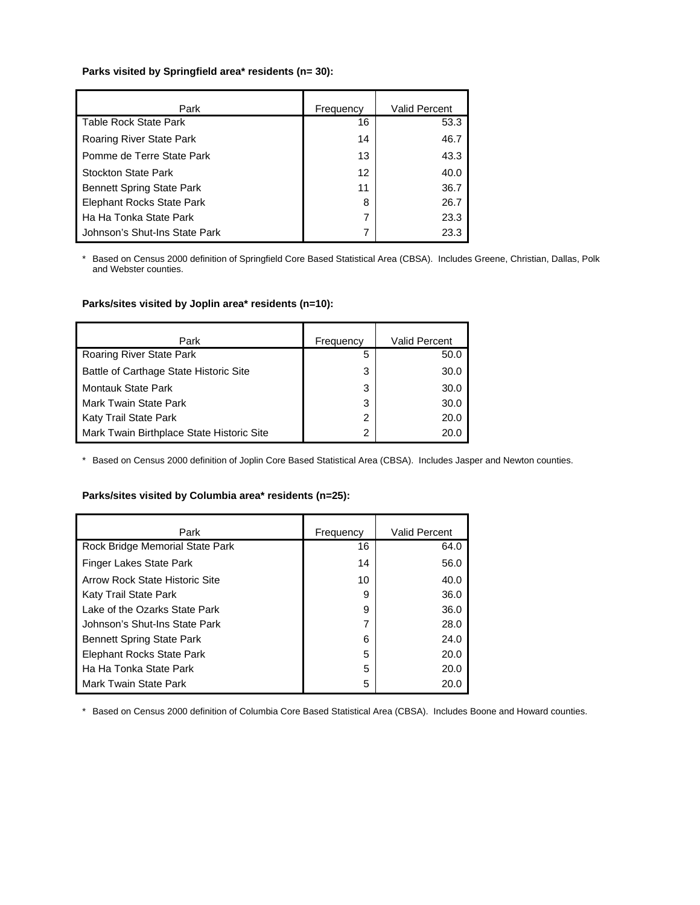**Parks visited by Springfield area* residents (n= 30):**

| Park | Frequency | Valid Percent |
|---|---|---|
| Table Rock State Park | 16 | 53.3 |
| Roaring River State Park | 14 | 46.7 |
| Pomme de Terre State Park | 13 | 43.3 |
| Stockton State Park | 12 | 40.0 |
| Bennett Spring State Park | 11 | 36.7 |
| Elephant Rocks State Park | 8 | 26.7 |
| Ha Ha Tonka State Park | 7 | 23.3 |
| Johnson's Shut-Ins State Park | 7 | 23.3 |

* Based on Census 2000 definition of Springfield Core Based Statistical Area (CBSA). Includes Greene, Christian, Dallas, Polk and Webster counties.

**Parks/sites visited by Joplin area* residents (n=10):**

| Park | Frequency | Valid Percent |
|---|---|---|
| Roaring River State Park | 5 | 50.0 |
| Battle of Carthage State Historic Site | 3 | 30.0 |
| Montauk State Park | 3 | 30.0 |
| Mark Twain State Park | 3 | 30.0 |
| Katy Trail State Park | 2 | 20.0 |
| Mark Twain Birthplace State Historic Site | 2 | 20.0 |

* Based on Census 2000 definition of Joplin Core Based Statistical Area (CBSA). Includes Jasper and Newton counties.

**Parks/sites visited by Columbia area* residents (n=25):**

| Park | Frequency | Valid Percent |
|---|---|---|
| Rock Bridge Memorial State Park | 16 | 64.0 |
| Finger Lakes State Park | 14 | 56.0 |
| Arrow Rock State Historic Site | 10 | 40.0 |
| Katy Trail State Park | 9 | 36.0 |
| Lake of the Ozarks State Park | 9 | 36.0 |
| Johnson's Shut-Ins State Park | 7 | 28.0 |
| Bennett Spring State Park | 6 | 24.0 |
| Elephant Rocks State Park | 5 | 20.0 |
| Ha Ha Tonka State Park | 5 | 20.0 |
| Mark Twain State Park | 5 | 20.0 |

* Based on Census 2000 definition of Columbia Core Based Statistical Area (CBSA). Includes Boone and Howard counties.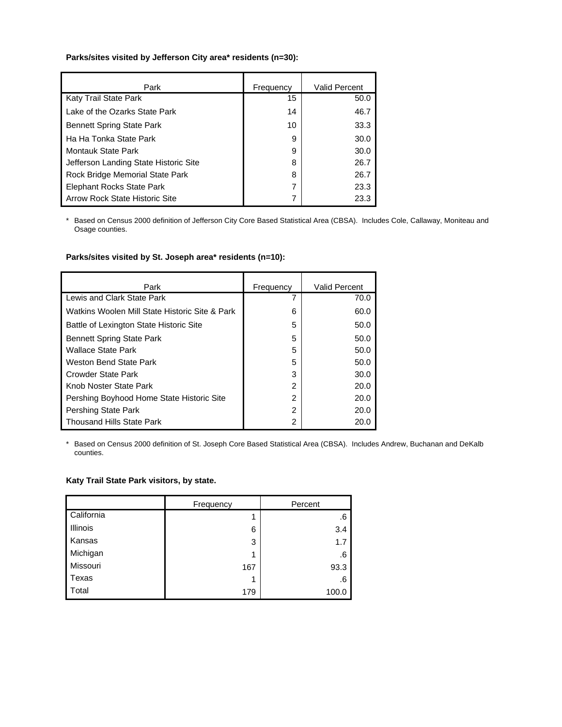**Parks/sites visited by Jefferson City area* residents (n=30):**

| Park | Frequency | Valid Percent |
|---|---|---|
| Katy Trail State Park | 15 | 50.0 |
| Lake of the Ozarks State Park | 14 | 46.7 |
| Bennett Spring State Park | 10 | 33.3 |
| Ha Ha Tonka State Park | 9 | 30.0 |
| Montauk State Park | 9 | 30.0 |
| Jefferson Landing State Historic Site | 8 | 26.7 |
| Rock Bridge Memorial State Park | 8 | 26.7 |
| Elephant Rocks State Park | 7 | 23.3 |
| Arrow Rock State Historic Site | 7 | 23.3 |

\* Based on Census 2000 definition of Jefferson City Core Based Statistical Area (CBSA). Includes Cole, Callaway, Moniteau and Osage counties.

**Parks/sites visited by St. Joseph area* residents (n=10):**

| Park | Frequency | Valid Percent |
|---|---|---|
| Lewis and Clark State Park | 7 | 70.0 |
| Watkins Woolen Mill State Historic Site & Park | 6 | 60.0 |
| Battle of Lexington State Historic Site | 5 | 50.0 |
| Bennett Spring State Park | 5 | 50.0 |
| Wallace State Park | 5 | 50.0 |
| Weston Bend State Park | 5 | 50.0 |
| Crowder State Park | 3 | 30.0 |
| Knob Noster State Park | 2 | 20.0 |
| Pershing Boyhood Home State Historic Site | 2 | 20.0 |
| Pershing State Park | 2 | 20.0 |
| Thousand Hills State Park | 2 | 20.0 |

\* Based on Census 2000 definition of St. Joseph Core Based Statistical Area (CBSA). Includes Andrew, Buchanan and DeKalb counties.

**Katy Trail State Park visitors, by state.**

| | Frequency | Percent |
|---|---|---|
| California | 1 | .6 |
| Illinois | 6 | 3.4 |
| Kansas | 3 | 1.7 |
| Michigan | 1 | .6 |
| Missouri | 167 | 93.3 |
| Texas | 1 | .6 |
| Total | 179 | 100.0 |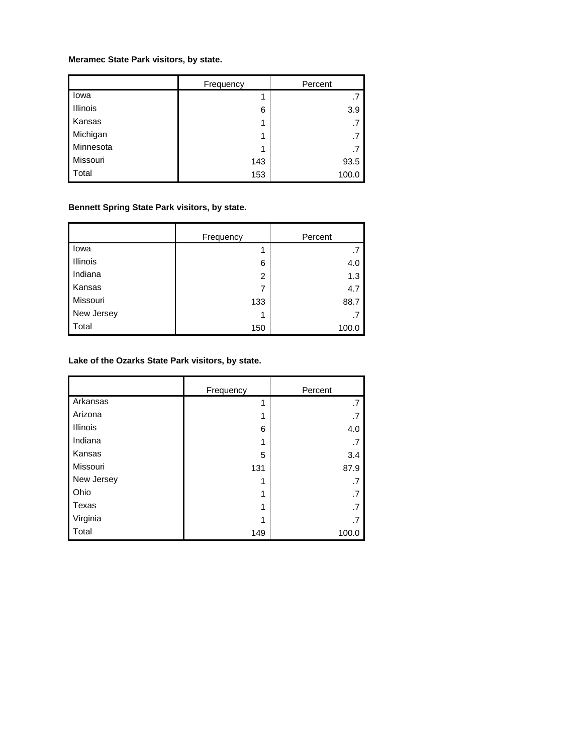**Meramec State Park visitors, by state.**

| | Frequency | Percent |
|---|---|---|
| Iowa | 1 | .7 |
| Illinois | 6 | 3.9 |
| Kansas | 1 | .7 |
| Michigan | 1 | .7 |
| Minnesota | 1 | .7 |
| Missouri | 143 | 93.5 |
| Total | 153 | 100.0 |

**Bennett Spring State Park visitors, by state.**

| | Frequency | Percent |
|---|---|---|
| Iowa | 1 | .7 |
| Illinois | 6 | 4.0 |
| Indiana | 2 | 1.3 |
| Kansas | 7 | 4.7 |
| Missouri | 133 | 88.7 |
| New Jersey | 1 | .7 |
| Total | 150 | 100.0 |

**Lake of the Ozarks State Park visitors, by state.**

| | Frequency | Percent |
|---|---|---|
| Arkansas | 1 | .7 |
| Arizona | 1 | .7 |
| Illinois | 6 | 4.0 |
| Indiana | 1 | .7 |
| Kansas | 5 | 3.4 |
| Missouri | 131 | 87.9 |
| New Jersey | 1 | .7 |
| Ohio | 1 | .7 |
| Texas | 1 | .7 |
| Virginia | 1 | .7 |
| Total | 149 | 100.0 |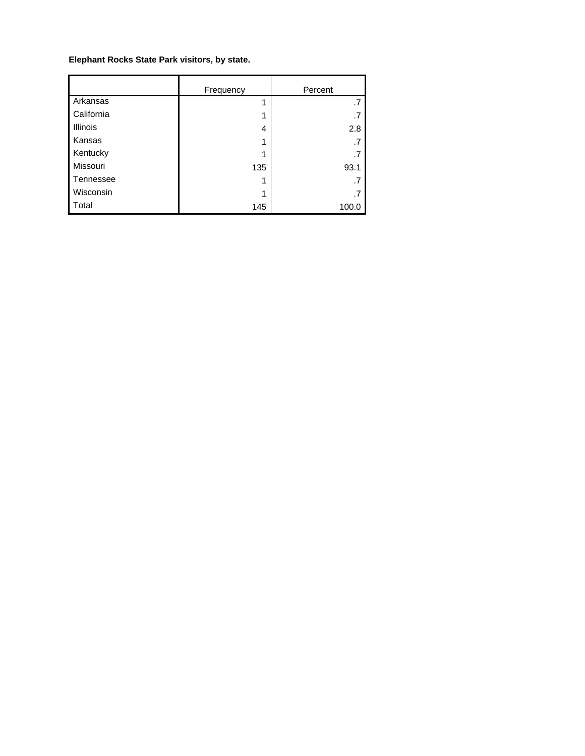**Elephant Rocks State Park visitors, by state.**

| | Frequency | Percent |
|---|---|---|
| Arkansas | 1 | .7 |
| California | 1 | .7 |
| Illinois | 4 | 2.8 |
| Kansas | 1 | .7 |
| Kentucky | 1 | .7 |
| Missouri | 135 | 93.1 |
| Tennessee | 1 | .7 |
| Wisconsin | 1 | .7 |
| Total | 145 | 100.0 |